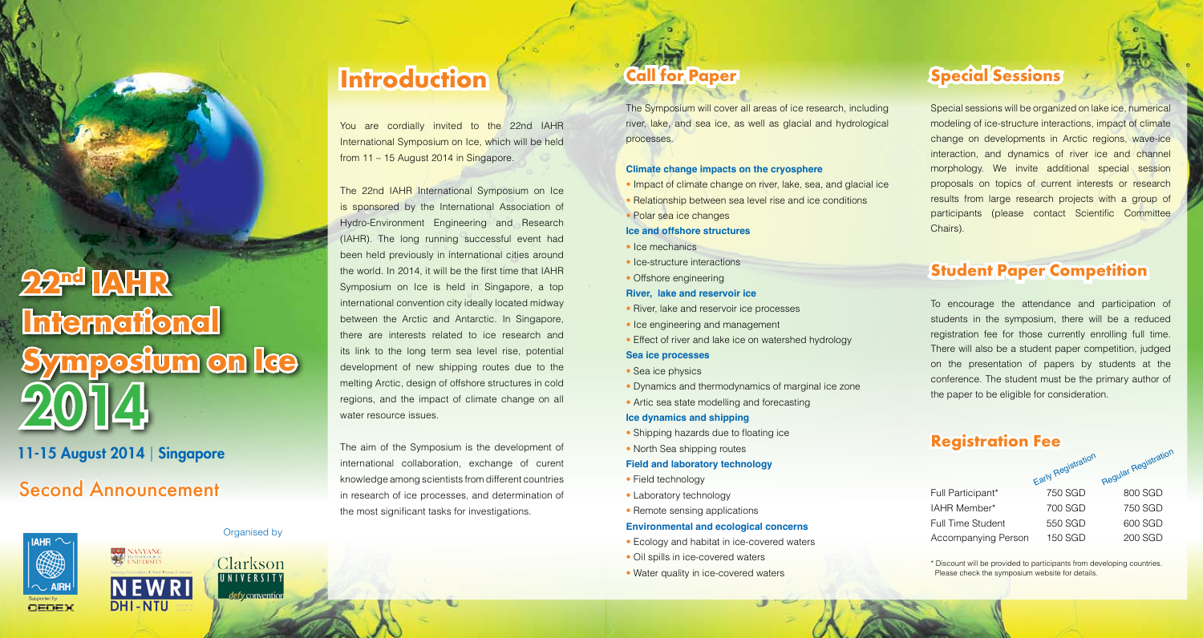# 22nd IAHR International Symposium on Ice 2014

**11-15 August 2014 | Singapore**

## Second Announcement

Organised by

IAHR AIRH

Supported by CEDEX

NANYANG TECHNOLOGICAL UNIVERSITY

NEWRI DHI-NTU

Clarkson UNIVERSITY

defy convention

## Introduction

You are cordially invited to the 22nd IAHR International Symposium on Ice, which will be held from 11 – 15 August 2014 in Singapore.

The 22nd IAHR International Symposium on Ice is sponsored by the International Association of Hydro-Environment Engineering and Research (IAHR). The long running successful event had been held previously in international cities around the world. In 2014, it will be the first time that IAHR Symposium on Ice is held in Singapore, a top international convention city ideally located midway between the Arctic and Antarctic. In Singapore, there are interests related to ice research and its link to the long term sea level rise, potential development of new shipping routes due to the melting Arctic, design of offshore structures in cold regions, and the impact of climate change on all water resource issues.

The aim of the Symposium is the development of international collaboration, exchange of curent knowledge among scientists from different countries in research of ice processes, and determination of the most significant tasks for investigations.

## Call for Paper

The Symposium will cover all areas of ice research, including river, lake, and sea ice, as well as glacial and hydrological processes.

**Climate change impacts on the cryosphere**

- Impact of climate change on river, lake, sea, and glacial ice
- Relationship between sea level rise and ice conditions
- Polar sea ice changes

**Ice and offshore structures**

- Ice mechanics
- Ice-structure interactions
- Offshore engineering

**River, lake and reservoir ice**

- River, lake and reservoir ice processes
- Ice engineering and management
- Effect of river and lake ice on watershed hydrology

**Sea ice processes**

- Sea ice physics
- Dynamics and thermodynamics of marginal ice zone
- Artic sea state modelling and forecasting

**Ice dynamics and shipping**

- Shipping hazards due to floating ice
- North Sea shipping routes

**Field and laboratory technology**

- Field technology
- Laboratory technology
- Remote sensing applications

**Environmental and ecological concerns**

- Ecology and habitat in ice-covered waters
- Oil spills in ice-covered waters
- Water quality in ice-covered waters

## Special Sessions

Special sessions will be organized on lake ice, numerical modeling of ice-structure interactions, impact of climate change on developments in Arctic regions, wave-ice interaction, and dynamics of river ice and channel morphology. We invite additional special session proposals on topics of current interests or research results from large research projects with a group of participants (please contact Scientific Committee Chairs).

## Student Paper Competition

To encourage the attendance and participation of students in the symposium, there will be a reduced registration fee for those currently enrolling full time. There will also be a student paper competition, judged on the presentation of papers by students at the conference. The student must be the primary author of the paper to be eligible for consideration.

## Registration Fee

| | Early Registration | Regular Registration |
|---|---|---|
| Full Participant* | 750 SGD | 800 SGD |
| IAHR Member* | 700 SGD | 750 SGD |
| Full Time Student | 550 SGD | 600 SGD |
| Accompanying Person | 150 SGD | 200 SGD |

\* Discount will be provided to participants from developing countries. Please check the symposium website for details.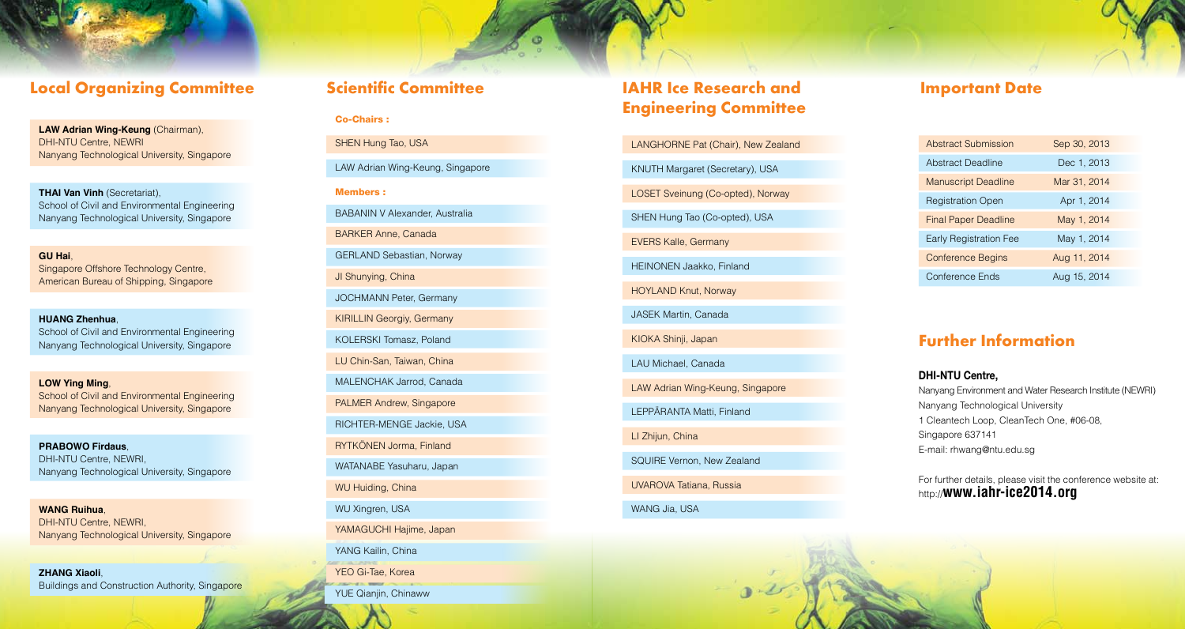## Local Organizing Committee

**LAW Adrian Wing-Keung** (Chairman),
DHI-NTU Centre, NEWRI
Nanyang Technological University, Singapore

**THAI Van Vinh** (Secretariat),
School of Civil and Environmental Engineering
Nanyang Technological University, Singapore

**GU Hai**,
Singapore Offshore Technology Centre,
American Bureau of Shipping, Singapore

**HUANG Zhenhua**,
School of Civil and Environmental Engineering
Nanyang Technological University, Singapore

**LOW Ying Ming**,
School of Civil and Environmental Engineering
Nanyang Technological University, Singapore

**PRABOWO Firdaus**,
DHI-NTU Centre, NEWRI,
Nanyang Technological University, Singapore

**WANG Ruihua**,
DHI-NTU Centre, NEWRI,
Nanyang Technological University, Singapore

**ZHANG Xiaoli**,
Buildings and Construction Authority, Singapore

## Scientific Committee

**Co-Chairs :**

SHEN Hung Tao, USA

LAW Adrian Wing-Keung, Singapore

**Members :**

BABANIN V Alexander, Australia

BARKER Anne, Canada

GERLAND Sebastian, Norway

JI Shunying, China

JOCHMANN Peter, Germany

KIRILLIN Georgiy, Germany

KOLERSKI Tomasz, Poland

LU Chin-San, Taiwan, China

MALENCHAK Jarrod, Canada

PALMER Andrew, Singapore

RICHTER-MENGE Jackie, USA

RYTKÖNEN Jorma, Finland

WATANABE Yasuharu, Japan

WU Huiding, China

WU Xingren, USA

YAMAGUCHI Hajime, Japan

YANG Kailin, China

YEO Gi-Tae, Korea

YUE Qianjin, Chinaww

## IAHR Ice Research and Engineering Committee

LANGHORNE Pat (Chair), New Zealand

KNUTH Margaret (Secretary), USA

LOSET Sveinung (Co-opted), Norway

SHEN Hung Tao (Co-opted), USA

EVERS Kalle, Germany

HEINONEN Jaakko, Finland

HOYLAND Knut, Norway

JASEK Martin, Canada

KIOKA Shinji, Japan

LAU Michael, Canada

LAW Adrian Wing-Keung, Singapore

LEPPÄRANTA Matti, Finland

LI Zhijun, China

SQUIRE Vernon, New Zealand

UVAROVA Tatiana, Russia

WANG Jia, USA

## Important Date

| | |
|---|---|
| Abstract Submission | Sep 30, 2013 |
| Abstract Deadline | Dec 1, 2013 |
| Manuscript Deadline | Mar 31, 2014 |
| Registration Open | Apr 1, 2014 |
| Final Paper Deadline | May 1, 2014 |
| Early Registration Fee | May 1, 2014 |
| Conference Begins | Aug 11, 2014 |
| Conference Ends | Aug 15, 2014 |

## Further Information

**DHI-NTU Centre,**
Nanyang Environment and Water Research Institute (NEWRI)
Nanyang Technological University
1 Cleantech Loop, CleanTech One, #06-08,
Singapore 637141
E-mail: rhwang@ntu.edu.sg

For further details, please visit the conference website at:
http://**www.iahr-ice2014.org**